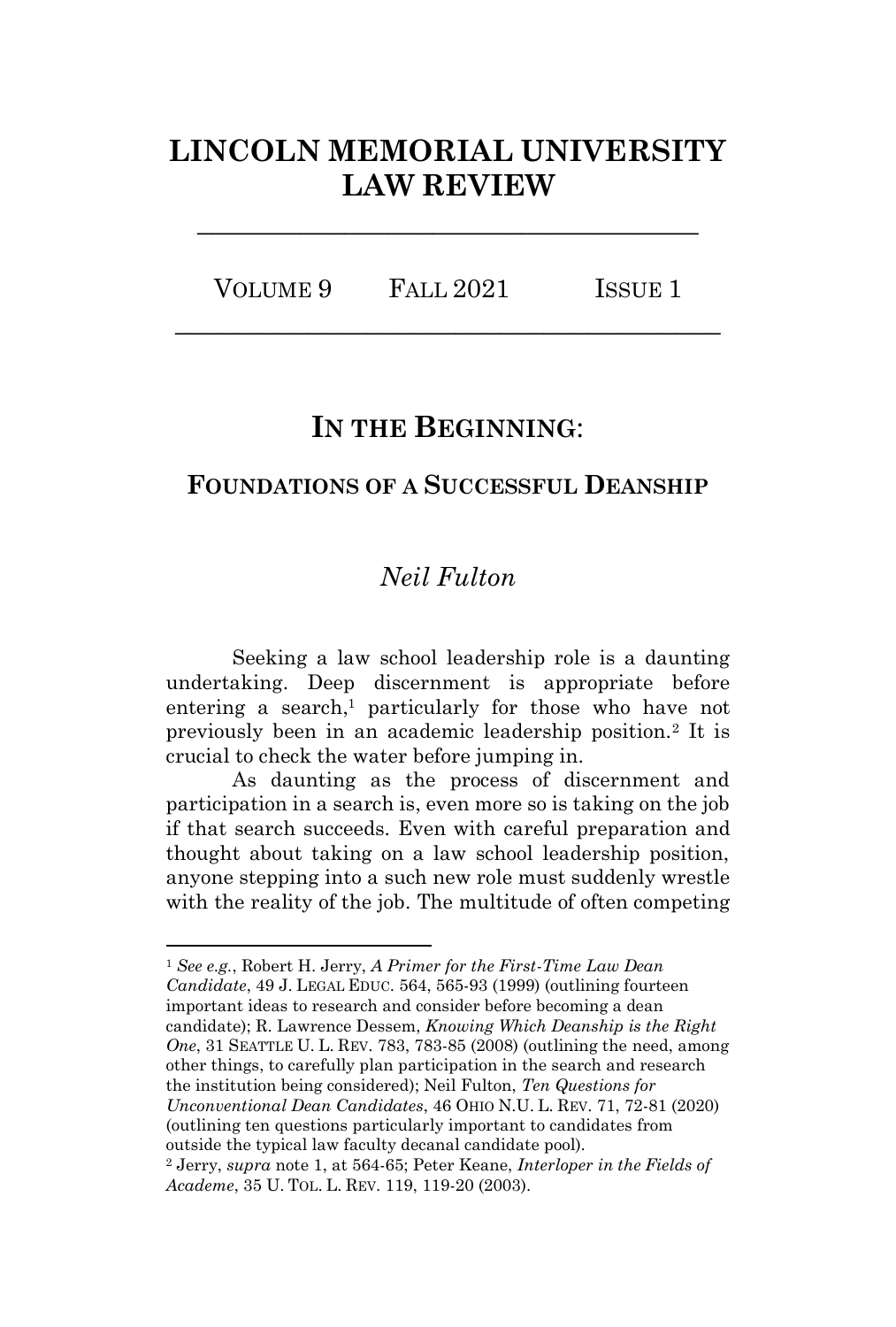# LINCOLN MEMORIAL UNIVERSITY LAW REVIEW

VOLUME 9 FALL 2021 ISSUE 1

## IN THE BEGINNING:

### FOUNDATIONS OF A SUCCESSFUL DEANSHIP

*Neil Fulton*

Seeking a law school leadership role is a daunting undertaking. Deep discernment is appropriate before entering a search,[1] particularly for those who have not previously been in an academic leadership position.[2] It is crucial to check the water before jumping in.

As daunting as the process of discernment and participation in a search is, even more so is taking on the job if that search succeeds. Even with careful preparation and thought about taking on a law school leadership position, anyone stepping into a such new role must suddenly wrestle with the reality of the job. The multitude of often competing

---

[1] *See e.g.*, Robert H. Jerry, *A Primer for the First-Time Law Dean Candidate*, 49 J. LEGAL EDUC. 564, 565-93 (1999) (outlining fourteen important ideas to research and consider before becoming a dean candidate); R. Lawrence Dessem, *Knowing Which Deanship is the Right One*, 31 SEATTLE U. L. REV. 783, 783-85 (2008) (outlining the need, among other things, to carefully plan participation in the search and research the institution being considered); Neil Fulton, *Ten Questions for Unconventional Dean Candidates*, 46 OHIO N.U. L. REV. 71, 72-81 (2020) (outlining ten questions particularly important to candidates from outside the typical law faculty decanal candidate pool).

[2] Jerry, *supra* note 1, at 564-65; Peter Keane, *Interloper in the Fields of Academe*, 35 U. TOL. L. REV. 119, 119-20 (2003).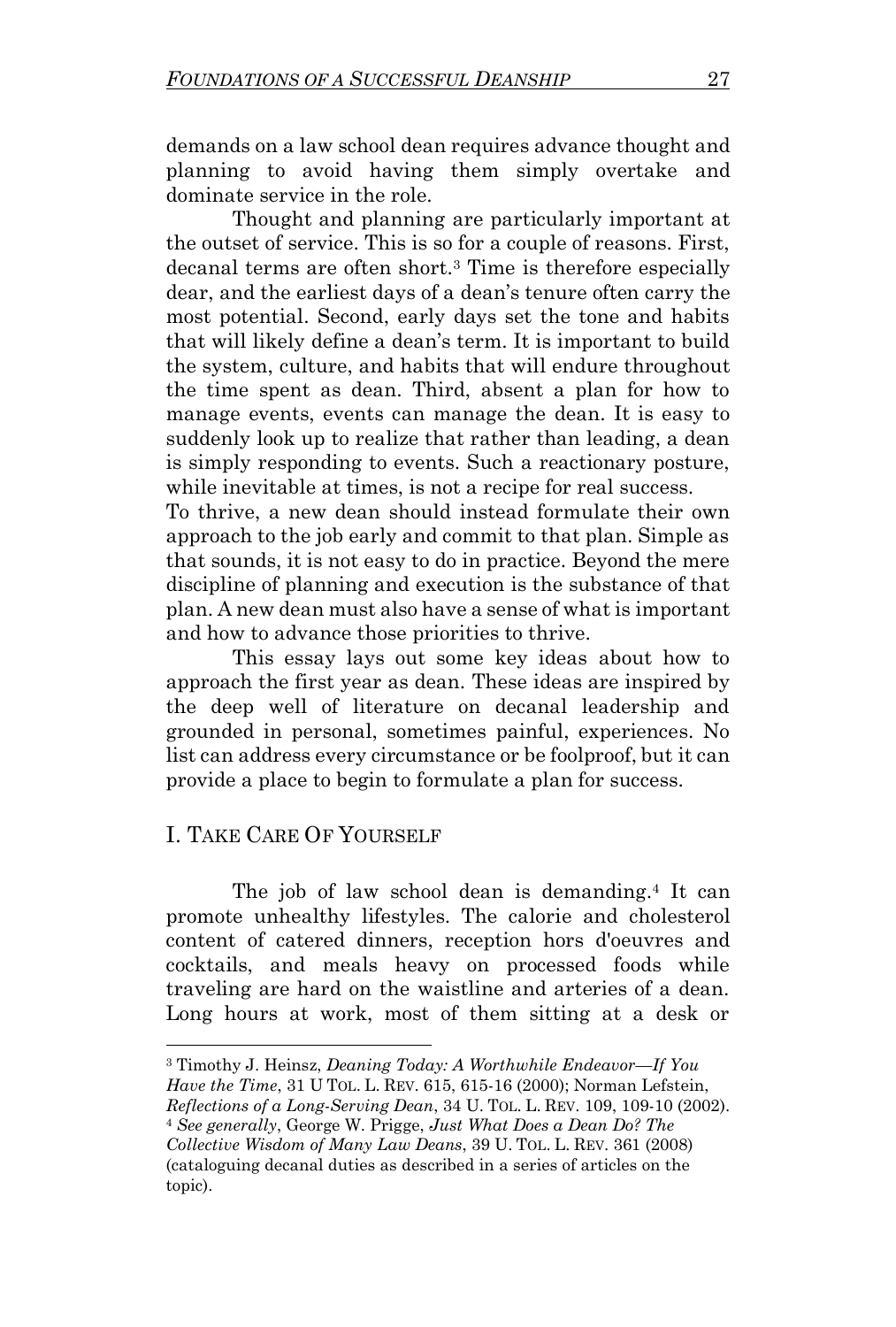demands on a law school dean requires advance thought and planning to avoid having them simply overtake and dominate service in the role.

Thought and planning are particularly important at the outset of service. This is so for a couple of reasons. First, decanal terms are often short.[3] Time is therefore especially dear, and the earliest days of a dean's tenure often carry the most potential. Second, early days set the tone and habits that will likely define a dean's term. It is important to build the system, culture, and habits that will endure throughout the time spent as dean. Third, absent a plan for how to manage events, events can manage the dean. It is easy to suddenly look up to realize that rather than leading, a dean is simply responding to events. Such a reactionary posture, while inevitable at times, is not a recipe for real success.

To thrive, a new dean should instead formulate their own approach to the job early and commit to that plan. Simple as that sounds, it is not easy to do in practice. Beyond the mere discipline of planning and execution is the substance of that plan. A new dean must also have a sense of what is important and how to advance those priorities to thrive.

This essay lays out some key ideas about how to approach the first year as dean. These ideas are inspired by the deep well of literature on decanal leadership and grounded in personal, sometimes painful, experiences. No list can address every circumstance or be foolproof, but it can provide a place to begin to formulate a plan for success.

## I. TAKE CARE OF YOURSELF

The job of law school dean is demanding.[4] It can promote unhealthy lifestyles. The calorie and cholesterol content of catered dinners, reception hors d'oeuvres and cocktails, and meals heavy on processed foods while traveling are hard on the waistline and arteries of a dean. Long hours at work, most of them sitting at a desk or

---

[3] Timothy J. Heinsz, *Deaning Today: A Worthwhile Endeavor—If You Have the Time*, 31 U TOL. L. REV. 615, 615-16 (2000); Norman Lefstein, *Reflections of a Long-Serving Dean*, 34 U. TOL. L. REV. 109, 109-10 (2002).

[4] *See generally*, George W. Prigge, *Just What Does a Dean Do? The Collective Wisdom of Many Law Deans*, 39 U. TOL. L. REV. 361 (2008) (cataloguing decanal duties as described in a series of articles on the topic).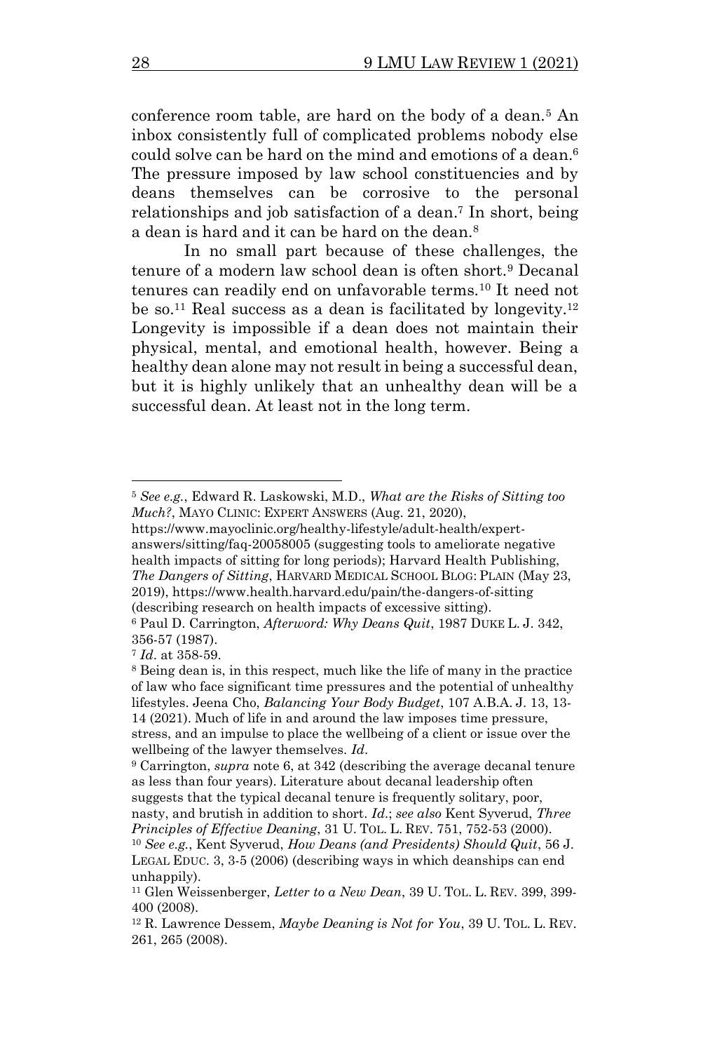conference room table, are hard on the body of a dean.[5] An inbox consistently full of complicated problems nobody else could solve can be hard on the mind and emotions of a dean.[6] The pressure imposed by law school constituencies and by deans themselves can be corrosive to the personal relationships and job satisfaction of a dean.[7] In short, being a dean is hard and it can be hard on the dean.[8]

In no small part because of these challenges, the tenure of a modern law school dean is often short.[9] Decanal tenures can readily end on unfavorable terms.[10] It need not be so.[11] Real success as a dean is facilitated by longevity.[12] Longevity is impossible if a dean does not maintain their physical, mental, and emotional health, however. Being a healthy dean alone may not result in being a successful dean, but it is highly unlikely that an unhealthy dean will be a successful dean. At least not in the long term.

---

[5] *See e.g.*, Edward R. Laskowski, M.D., *What are the Risks of Sitting too Much?*, MAYO CLINIC: EXPERT ANSWERS (Aug. 21, 2020), https://www.mayoclinic.org/healthy-lifestyle/adult-health/expert-answers/sitting/faq-20058005 (suggesting tools to ameliorate negative health impacts of sitting for long periods); Harvard Health Publishing, *The Dangers of Sitting*, HARVARD MEDICAL SCHOOL BLOG: PLAIN (May 23, 2019), https://www.health.harvard.edu/pain/the-dangers-of-sitting (describing research on health impacts of excessive sitting).

[6] Paul D. Carrington, *Afterword: Why Deans Quit*, 1987 DUKE L. J. 342, 356-57 (1987).

[7] *Id*. at 358-59.

[8] Being dean is, in this respect, much like the life of many in the practice of law who face significant time pressures and the potential of unhealthy lifestyles. Jeena Cho, *Balancing Your Body Budget*, 107 A.B.A. J. 13, 13-14 (2021). Much of life in and around the law imposes time pressure, stress, and an impulse to place the wellbeing of a client or issue over the wellbeing of the lawyer themselves. *Id*.

[9] Carrington, *supra* note 6, at 342 (describing the average decanal tenure as less than four years). Literature about decanal leadership often suggests that the typical decanal tenure is frequently solitary, poor, nasty, and brutish in addition to short. *Id*.; *see also* Kent Syverud, *Three Principles of Effective Deaning*, 31 U. TOL. L. REV. 751, 752-53 (2000).

[10] *See e.g.*, Kent Syverud, *How Deans (and Presidents) Should Quit*, 56 J. LEGAL EDUC. 3, 3-5 (2006) (describing ways in which deanships can end unhappily).

[11] Glen Weissenberger, *Letter to a New Dean*, 39 U. TOL. L. REV. 399, 399-400 (2008).

[12] R. Lawrence Dessem, *Maybe Deaning is Not for You*, 39 U. TOL. L. REV. 261, 265 (2008).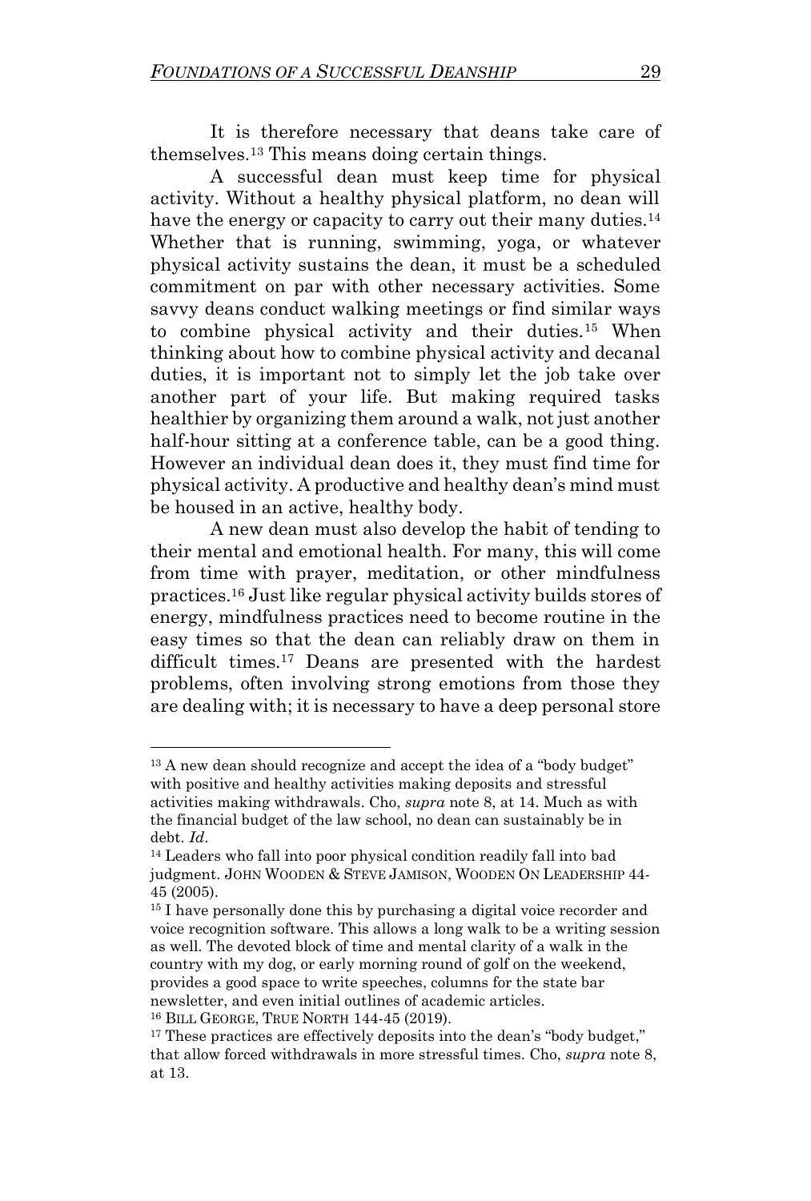It is therefore necessary that deans take care of themselves.[13] This means doing certain things.

A successful dean must keep time for physical activity. Without a healthy physical platform, no dean will have the energy or capacity to carry out their many duties.[14] Whether that is running, swimming, yoga, or whatever physical activity sustains the dean, it must be a scheduled commitment on par with other necessary activities. Some savvy deans conduct walking meetings or find similar ways to combine physical activity and their duties.[15] When thinking about how to combine physical activity and decanal duties, it is important not to simply let the job take over another part of your life. But making required tasks healthier by organizing them around a walk, not just another half-hour sitting at a conference table, can be a good thing. However an individual dean does it, they must find time for physical activity. A productive and healthy dean's mind must be housed in an active, healthy body.

A new dean must also develop the habit of tending to their mental and emotional health. For many, this will come from time with prayer, meditation, or other mindfulness practices.[16] Just like regular physical activity builds stores of energy, mindfulness practices need to become routine in the easy times so that the dean can reliably draw on them in difficult times.[17] Deans are presented with the hardest problems, often involving strong emotions from those they are dealing with; it is necessary to have a deep personal store

---

[13] A new dean should recognize and accept the idea of a "body budget" with positive and healthy activities making deposits and stressful activities making withdrawals. Cho, *supra* note 8, at 14. Much as with the financial budget of the law school, no dean can sustainably be in debt. *Id*.

[14] Leaders who fall into poor physical condition readily fall into bad judgment. JOHN WOODEN & STEVE JAMISON, WOODEN ON LEADERSHIP 44-45 (2005).

[15] I have personally done this by purchasing a digital voice recorder and voice recognition software. This allows a long walk to be a writing session as well. The devoted block of time and mental clarity of a walk in the country with my dog, or early morning round of golf on the weekend, provides a good space to write speeches, columns for the state bar newsletter, and even initial outlines of academic articles.

[16] BILL GEORGE, TRUE NORTH 144-45 (2019).

[17] These practices are effectively deposits into the dean's "body budget," that allow forced withdrawals in more stressful times. Cho, *supra* note 8, at 13.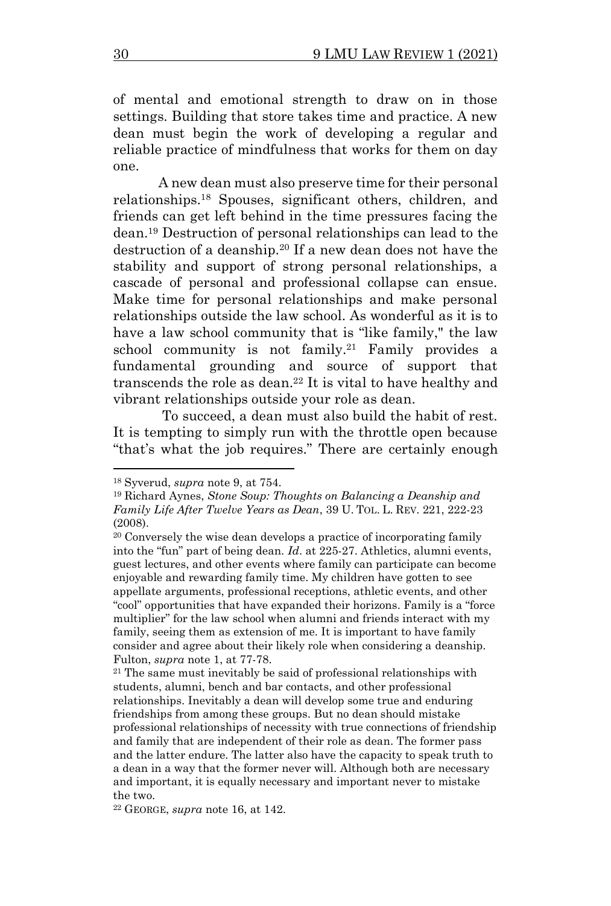of mental and emotional strength to draw on in those settings. Building that store takes time and practice. A new dean must begin the work of developing a regular and reliable practice of mindfulness that works for them on day one.

A new dean must also preserve time for their personal relationships.[18] Spouses, significant others, children, and friends can get left behind in the time pressures facing the dean.[19] Destruction of personal relationships can lead to the destruction of a deanship.[20] If a new dean does not have the stability and support of strong personal relationships, a cascade of personal and professional collapse can ensue. Make time for personal relationships and make personal relationships outside the law school. As wonderful as it is to have a law school community that is "like family," the law school community is not family.[21] Family provides a fundamental grounding and source of support that transcends the role as dean.[22] It is vital to have healthy and vibrant relationships outside your role as dean.

To succeed, a dean must also build the habit of rest. It is tempting to simply run with the throttle open because "that's what the job requires." There are certainly enough

---

[18] Syverud, *supra* note 9, at 754.

[19] Richard Aynes, *Stone Soup: Thoughts on Balancing a Deanship and Family Life After Twelve Years as Dean*, 39 U. TOL. L. REV. 221, 222-23 (2008).

[20] Conversely the wise dean develops a practice of incorporating family into the "fun" part of being dean. *Id*. at 225-27. Athletics, alumni events, guest lectures, and other events where family can participate can become enjoyable and rewarding family time. My children have gotten to see appellate arguments, professional receptions, athletic events, and other "cool" opportunities that have expanded their horizons. Family is a "force multiplier" for the law school when alumni and friends interact with my family, seeing them as extension of me. It is important to have family consider and agree about their likely role when considering a deanship. Fulton, *supra* note 1, at 77-78.

[21] The same must inevitably be said of professional relationships with students, alumni, bench and bar contacts, and other professional relationships. Inevitably a dean will develop some true and enduring friendships from among these groups. But no dean should mistake professional relationships of necessity with true connections of friendship and family that are independent of their role as dean. The former pass and the latter endure. The latter also have the capacity to speak truth to a dean in a way that the former never will. Although both are necessary and important, it is equally necessary and important never to mistake the two.

[22] GEORGE, *supra* note 16, at 142.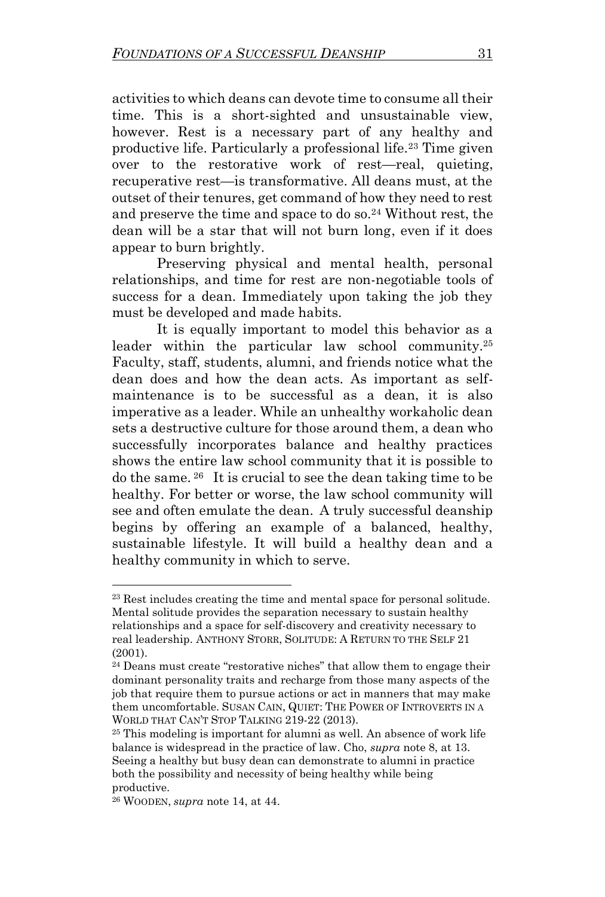activities to which deans can devote time to consume all their time. This is a short-sighted and unsustainable view, however. Rest is a necessary part of any healthy and productive life. Particularly a professional life.[23] Time given over to the restorative work of rest—real, quieting, recuperative rest—is transformative. All deans must, at the outset of their tenures, get command of how they need to rest and preserve the time and space to do so.[24] Without rest, the dean will be a star that will not burn long, even if it does appear to burn brightly.

Preserving physical and mental health, personal relationships, and time for rest are non-negotiable tools of success for a dean. Immediately upon taking the job they must be developed and made habits.

It is equally important to model this behavior as a leader within the particular law school community.[25] Faculty, staff, students, alumni, and friends notice what the dean does and how the dean acts. As important as self-maintenance is to be successful as a dean, it is also imperative as a leader. While an unhealthy workaholic dean sets a destructive culture for those around them, a dean who successfully incorporates balance and healthy practices shows the entire law school community that it is possible to do the same.[26] It is crucial to see the dean taking time to be healthy. For better or worse, the law school community will see and often emulate the dean. A truly successful deanship begins by offering an example of a balanced, healthy, sustainable lifestyle. It will build a healthy dean and a healthy community in which to serve.

---

[23] Rest includes creating the time and mental space for personal solitude. Mental solitude provides the separation necessary to sustain healthy relationships and a space for self-discovery and creativity necessary to real leadership. ANTHONY STORR, SOLITUDE: A RETURN TO THE SELF 21 (2001).

[24] Deans must create "restorative niches" that allow them to engage their dominant personality traits and recharge from those many aspects of the job that require them to pursue actions or act in manners that may make them uncomfortable. SUSAN CAIN, QUIET: THE POWER OF INTROVERTS IN A WORLD THAT CAN'T STOP TALKING 219-22 (2013).

[25] This modeling is important for alumni as well. An absence of work life balance is widespread in the practice of law. Cho, *supra* note 8, at 13. Seeing a healthy but busy dean can demonstrate to alumni in practice both the possibility and necessity of being healthy while being productive.

[26] WOODEN, *supra* note 14, at 44.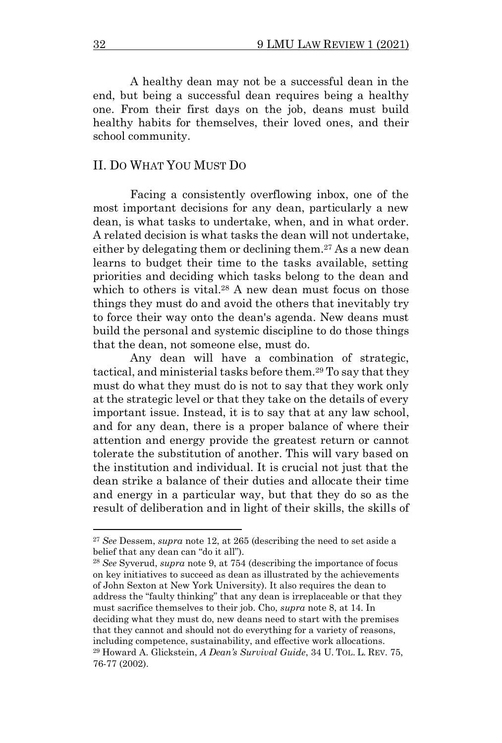A healthy dean may not be a successful dean in the end, but being a successful dean requires being a healthy one. From their first days on the job, deans must build healthy habits for themselves, their loved ones, and their school community.

## II. DO WHAT YOU MUST DO

Facing a consistently overflowing inbox, one of the most important decisions for any dean, particularly a new dean, is what tasks to undertake, when, and in what order. A related decision is what tasks the dean will not undertake, either by delegating them or declining them.[27] As a new dean learns to budget their time to the tasks available, setting priorities and deciding which tasks belong to the dean and which to others is vital.[28] A new dean must focus on those things they must do and avoid the others that inevitably try to force their way onto the dean's agenda. New deans must build the personal and systemic discipline to do those things that the dean, not someone else, must do.

Any dean will have a combination of strategic, tactical, and ministerial tasks before them.[29] To say that they must do what they must do is not to say that they work only at the strategic level or that they take on the details of every important issue. Instead, it is to say that at any law school, and for any dean, there is a proper balance of where their attention and energy provide the greatest return or cannot tolerate the substitution of another. This will vary based on the institution and individual. It is crucial not just that the dean strike a balance of their duties and allocate their time and energy in a particular way, but that they do so as the result of deliberation and in light of their skills, the skills of

---

[27] *See* Dessem, *supra* note 12, at 265 (describing the need to set aside a belief that any dean can "do it all").

[28] *See* Syverud, *supra* note 9, at 754 (describing the importance of focus on key initiatives to succeed as dean as illustrated by the achievements of John Sexton at New York University). It also requires the dean to address the "faulty thinking" that any dean is irreplaceable or that they must sacrifice themselves to their job. Cho, *supra* note 8, at 14. In deciding what they must do, new deans need to start with the premises that they cannot and should not do everything for a variety of reasons, including competence, sustainability, and effective work allocations.

[29] Howard A. Glickstein, *A Dean's Survival Guide*, 34 U. TOL. L. REV. 75, 76-77 (2002).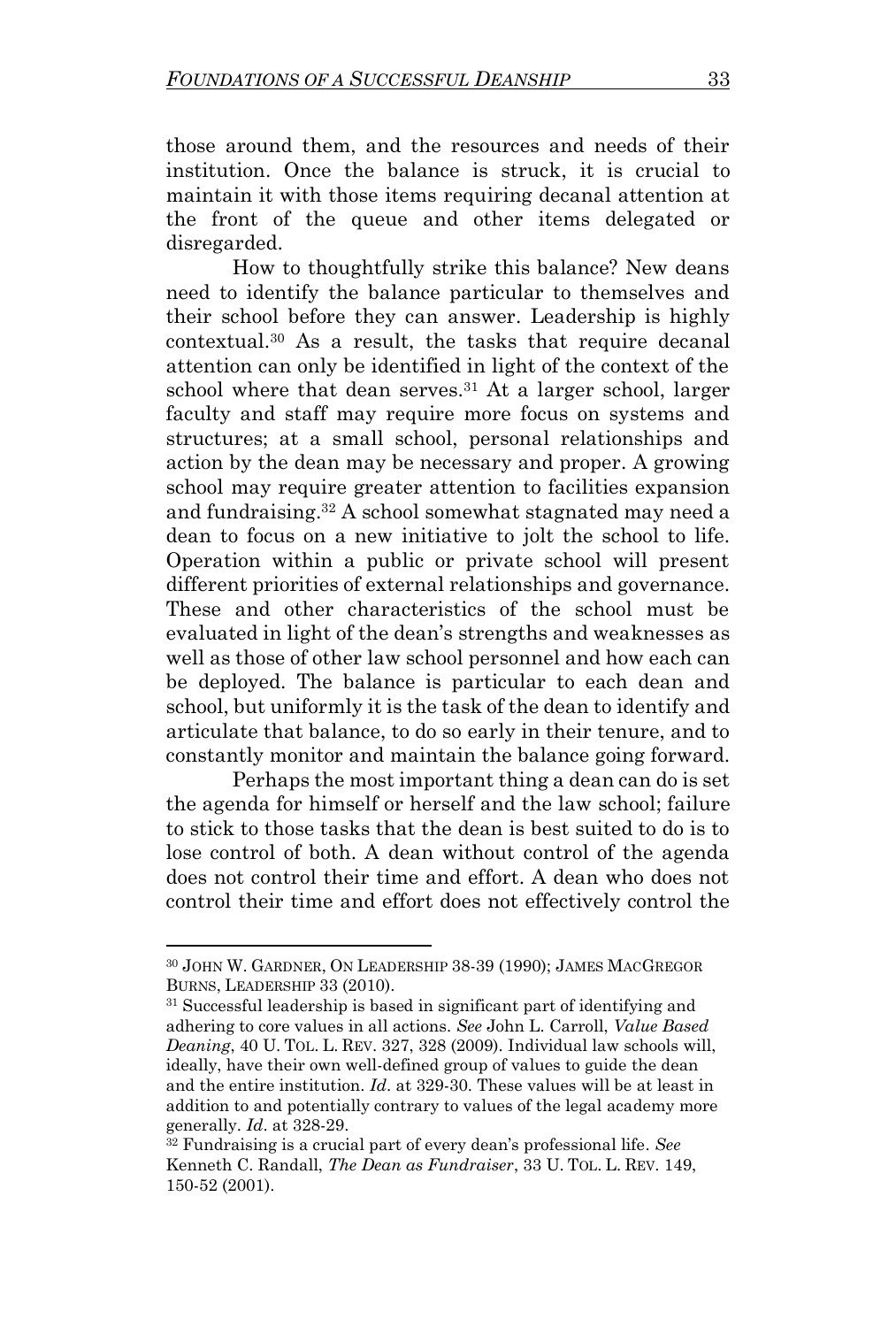those around them, and the resources and needs of their institution. Once the balance is struck, it is crucial to maintain it with those items requiring decanal attention at the front of the queue and other items delegated or disregarded.

How to thoughtfully strike this balance? New deans need to identify the balance particular to themselves and their school before they can answer. Leadership is highly contextual.[30] As a result, the tasks that require decanal attention can only be identified in light of the context of the school where that dean serves.[31] At a larger school, larger faculty and staff may require more focus on systems and structures; at a small school, personal relationships and action by the dean may be necessary and proper. A growing school may require greater attention to facilities expansion and fundraising.[32] A school somewhat stagnated may need a dean to focus on a new initiative to jolt the school to life. Operation within a public or private school will present different priorities of external relationships and governance. These and other characteristics of the school must be evaluated in light of the dean's strengths and weaknesses as well as those of other law school personnel and how each can be deployed. The balance is particular to each dean and school, but uniformly it is the task of the dean to identify and articulate that balance, to do so early in their tenure, and to constantly monitor and maintain the balance going forward.

Perhaps the most important thing a dean can do is set the agenda for himself or herself and the law school; failure to stick to those tasks that the dean is best suited to do is to lose control of both. A dean without control of the agenda does not control their time and effort. A dean who does not control their time and effort does not effectively control the

---

[30] JOHN W. GARDNER, ON LEADERSHIP 38-39 (1990); JAMES MACGREGOR BURNS, LEADERSHIP 33 (2010).

[31] Successful leadership is based in significant part of identifying and adhering to core values in all actions. *See* John L. Carroll, *Value Based Deaning*, 40 U. TOL. L. REV. 327, 328 (2009). Individual law schools will, ideally, have their own well-defined group of values to guide the dean and the entire institution. *Id*. at 329-30. These values will be at least in addition to and potentially contrary to values of the legal academy more generally. *Id*. at 328-29.

[32] Fundraising is a crucial part of every dean's professional life. *See* Kenneth C. Randall, *The Dean as Fundraiser*, 33 U. TOL. L. REV. 149, 150-52 (2001).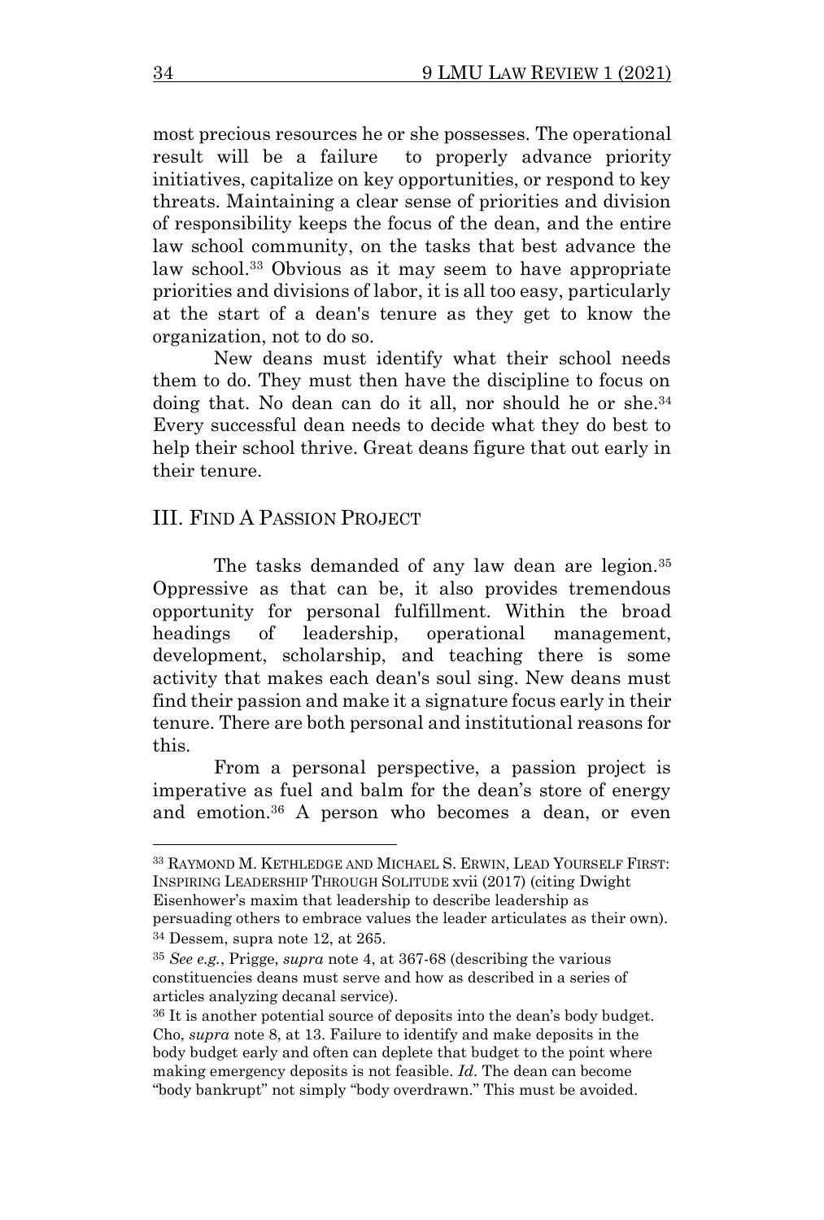most precious resources he or she possesses. The operational result will be a failure to properly advance priority initiatives, capitalize on key opportunities, or respond to key threats. Maintaining a clear sense of priorities and division of responsibility keeps the focus of the dean, and the entire law school community, on the tasks that best advance the law school.[33] Obvious as it may seem to have appropriate priorities and divisions of labor, it is all too easy, particularly at the start of a dean's tenure as they get to know the organization, not to do so.

New deans must identify what their school needs them to do. They must then have the discipline to focus on doing that. No dean can do it all, nor should he or she.[34] Every successful dean needs to decide what they do best to help their school thrive. Great deans figure that out early in their tenure.

## III. Find A Passion Project

The tasks demanded of any law dean are legion.[35] Oppressive as that can be, it also provides tremendous opportunity for personal fulfillment. Within the broad headings of leadership, operational management, development, scholarship, and teaching there is some activity that makes each dean's soul sing. New deans must find their passion and make it a signature focus early in their tenure. There are both personal and institutional reasons for this.

From a personal perspective, a passion project is imperative as fuel and balm for the dean's store of energy and emotion.[36] A person who becomes a dean, or even

---

[33] RAYMOND M. KETHLEDGE AND MICHAEL S. ERWIN, LEAD YOURSELF FIRST: INSPIRING LEADERSHIP THROUGH SOLITUDE xvii (2017) (citing Dwight Eisenhower's maxim that leadership to describe leadership as persuading others to embrace values the leader articulates as their own).

[34] Dessem, supra note 12, at 265.

[35] *See e.g.*, Prigge, *supra* note 4, at 367-68 (describing the various constituencies deans must serve and how as described in a series of articles analyzing decanal service).

[36] It is another potential source of deposits into the dean's body budget. Cho, *supra* note 8, at 13. Failure to identify and make deposits in the body budget early and often can deplete that budget to the point where making emergency deposits is not feasible. *Id*. The dean can become "body bankrupt" not simply "body overdrawn." This must be avoided.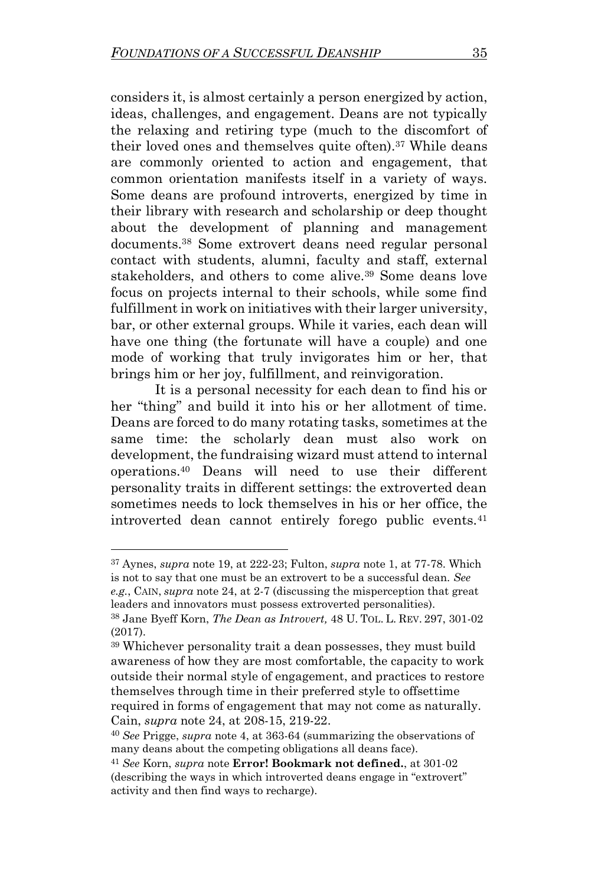considers it, is almost certainly a person energized by action, ideas, challenges, and engagement. Deans are not typically the relaxing and retiring type (much to the discomfort of their loved ones and themselves quite often).[37] While deans are commonly oriented to action and engagement, that common orientation manifests itself in a variety of ways. Some deans are profound introverts, energized by time in their library with research and scholarship or deep thought about the development of planning and management documents.[38] Some extrovert deans need regular personal contact with students, alumni, faculty and staff, external stakeholders, and others to come alive.[39] Some deans love focus on projects internal to their schools, while some find fulfillment in work on initiatives with their larger university, bar, or other external groups. While it varies, each dean will have one thing (the fortunate will have a couple) and one mode of working that truly invigorates him or her, that brings him or her joy, fulfillment, and reinvigoration.

It is a personal necessity for each dean to find his or her "thing" and build it into his or her allotment of time. Deans are forced to do many rotating tasks, sometimes at the same time: the scholarly dean must also work on development, the fundraising wizard must attend to internal operations.[40] Deans will need to use their different personality traits in different settings: the extroverted dean sometimes needs to lock themselves in his or her office, the introverted dean cannot entirely forego public events.[41]

---

[37] Aynes, *supra* note 19, at 222-23; Fulton, *supra* note 1, at 77-78. Which is not to say that one must be an extrovert to be a successful dean. *See e.g.*, CAIN, *supra* note 24, at 2-7 (discussing the misperception that great leaders and innovators must possess extroverted personalities).

[38] Jane Byeff Korn, *The Dean as Introvert,* 48 U. TOL. L. REV. 297, 301-02 (2017).

[39] Whichever personality trait a dean possesses, they must build awareness of how they are most comfortable, the capacity to work outside their normal style of engagement, and practices to restore themselves through time in their preferred style to offsettime required in forms of engagement that may not come as naturally. Cain, *supra* note 24, at 208-15, 219-22.

[40] *See* Prigge, *supra* note 4, at 363-64 (summarizing the observations of many deans about the competing obligations all deans face).

[41] *See* Korn, *supra* note **Error! Bookmark not defined.**, at 301-02 (describing the ways in which introverted deans engage in "extrovert" activity and then find ways to recharge).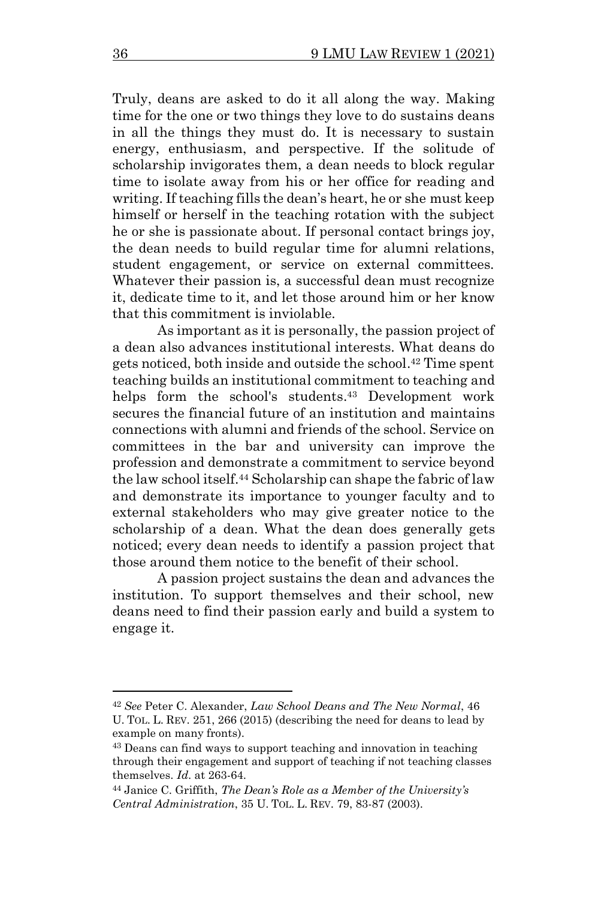Truly, deans are asked to do it all along the way. Making time for the one or two things they love to do sustains deans in all the things they must do. It is necessary to sustain energy, enthusiasm, and perspective. If the solitude of scholarship invigorates them, a dean needs to block regular time to isolate away from his or her office for reading and writing. If teaching fills the dean's heart, he or she must keep himself or herself in the teaching rotation with the subject he or she is passionate about. If personal contact brings joy, the dean needs to build regular time for alumni relations, student engagement, or service on external committees. Whatever their passion is, a successful dean must recognize it, dedicate time to it, and let those around him or her know that this commitment is inviolable.

As important as it is personally, the passion project of a dean also advances institutional interests. What deans do gets noticed, both inside and outside the school.[42] Time spent teaching builds an institutional commitment to teaching and helps form the school's students.[43] Development work secures the financial future of an institution and maintains connections with alumni and friends of the school. Service on committees in the bar and university can improve the profession and demonstrate a commitment to service beyond the law school itself.[44] Scholarship can shape the fabric of law and demonstrate its importance to younger faculty and to external stakeholders who may give greater notice to the scholarship of a dean. What the dean does generally gets noticed; every dean needs to identify a passion project that those around them notice to the benefit of their school.

A passion project sustains the dean and advances the institution. To support themselves and their school, new deans need to find their passion early and build a system to engage it.

---

[42] *See* Peter C. Alexander, *Law School Deans and The New Normal*, 46 U. TOL. L. REV. 251, 266 (2015) (describing the need for deans to lead by example on many fronts).

[43] Deans can find ways to support teaching and innovation in teaching through their engagement and support of teaching if not teaching classes themselves. *Id*. at 263-64.

[44] Janice C. Griffith, *The Dean's Role as a Member of the University's Central Administration*, 35 U. TOL. L. REV. 79, 83-87 (2003).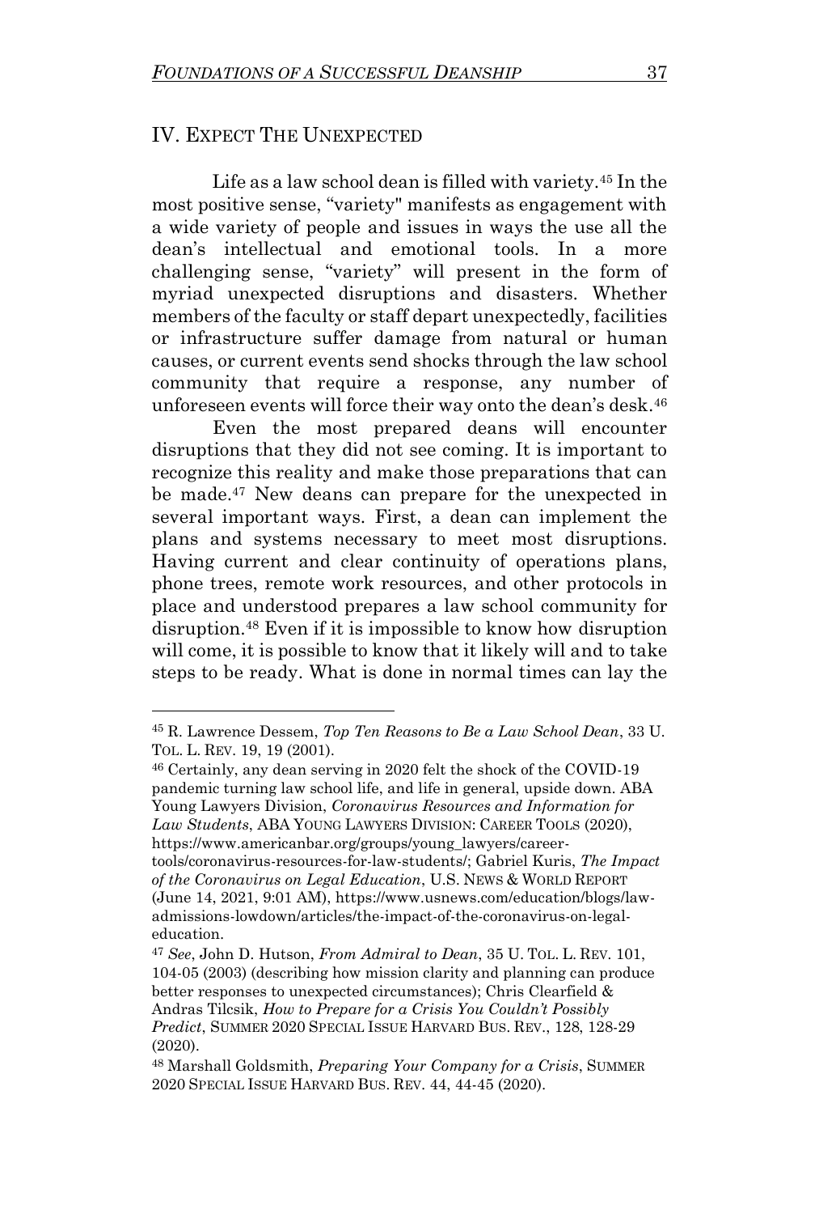## IV. EXPECT THE UNEXPECTED

Life as a law school dean is filled with variety.[45] In the most positive sense, "variety" manifests as engagement with a wide variety of people and issues in ways the use all the dean's intellectual and emotional tools. In a more challenging sense, "variety" will present in the form of myriad unexpected disruptions and disasters. Whether members of the faculty or staff depart unexpectedly, facilities or infrastructure suffer damage from natural or human causes, or current events send shocks through the law school community that require a response, any number of unforeseen events will force their way onto the dean's desk.[46]

Even the most prepared deans will encounter disruptions that they did not see coming. It is important to recognize this reality and make those preparations that can be made.[47] New deans can prepare for the unexpected in several important ways. First, a dean can implement the plans and systems necessary to meet most disruptions. Having current and clear continuity of operations plans, phone trees, remote work resources, and other protocols in place and understood prepares a law school community for disruption.[48] Even if it is impossible to know how disruption will come, it is possible to know that it likely will and to take steps to be ready. What is done in normal times can lay the

---

[45] R. Lawrence Dessem, *Top Ten Reasons to Be a Law School Dean*, 33 U. TOL. L. REV. 19, 19 (2001).

[46] Certainly, any dean serving in 2020 felt the shock of the COVID-19 pandemic turning law school life, and life in general, upside down. ABA Young Lawyers Division, *Coronavirus Resources and Information for Law Students*, ABA YOUNG LAWYERS DIVISION: CAREER TOOLS (2020), https://www.americanbar.org/groups/young_lawyers/career-tools/coronavirus-resources-for-law-students/; Gabriel Kuris, *The Impact of the Coronavirus on Legal Education*, U.S. NEWS & WORLD REPORT (June 14, 2021, 9:01 AM), https://www.usnews.com/education/blogs/law-admissions-lowdown/articles/the-impact-of-the-coronavirus-on-legal-education.

[47] *See*, John D. Hutson, *From Admiral to Dean*, 35 U. TOL. L. REV. 101, 104-05 (2003) (describing how mission clarity and planning can produce better responses to unexpected circumstances); Chris Clearfield & Andras Tilcsik, *How to Prepare for a Crisis You Couldn't Possibly Predict*, SUMMER 2020 SPECIAL ISSUE HARVARD BUS. REV., 128, 128-29 (2020).

[48] Marshall Goldsmith, *Preparing Your Company for a Crisis*, SUMMER 2020 SPECIAL ISSUE HARVARD BUS. REV. 44, 44-45 (2020).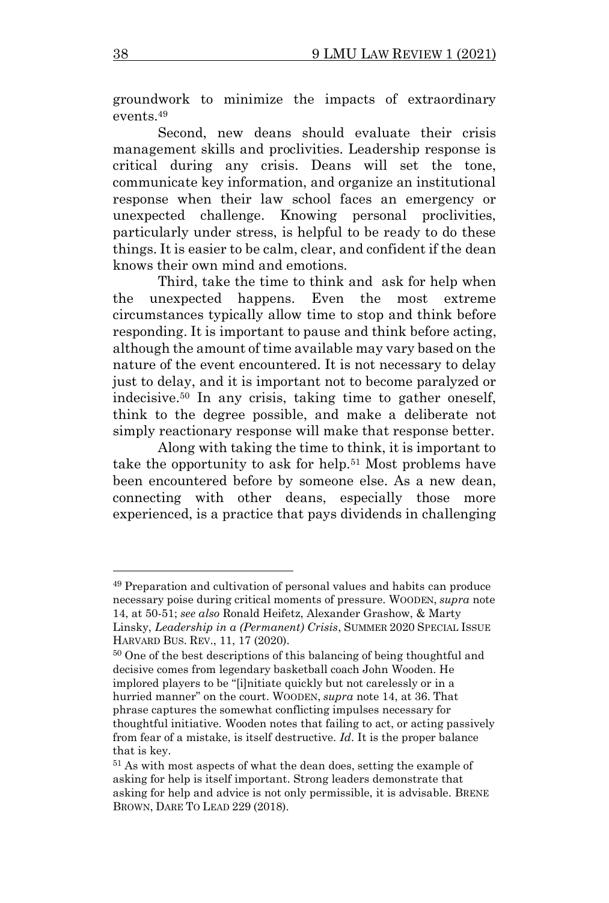groundwork to minimize the impacts of extraordinary events.[49]

Second, new deans should evaluate their crisis management skills and proclivities. Leadership response is critical during any crisis. Deans will set the tone, communicate key information, and organize an institutional response when their law school faces an emergency or unexpected challenge. Knowing personal proclivities, particularly under stress, is helpful to be ready to do these things. It is easier to be calm, clear, and confident if the dean knows their own mind and emotions.

Third, take the time to think and ask for help when the unexpected happens. Even the most extreme circumstances typically allow time to stop and think before responding. It is important to pause and think before acting, although the amount of time available may vary based on the nature of the event encountered. It is not necessary to delay just to delay, and it is important not to become paralyzed or indecisive.[50] In any crisis, taking time to gather oneself, think to the degree possible, and make a deliberate not simply reactionary response will make that response better.

Along with taking the time to think, it is important to take the opportunity to ask for help.[51] Most problems have been encountered before by someone else. As a new dean, connecting with other deans, especially those more experienced, is a practice that pays dividends in challenging

---

[49] Preparation and cultivation of personal values and habits can produce necessary poise during critical moments of pressure. WOODEN, *supra* note 14, at 50-51; *see also* Ronald Heifetz, Alexander Grashow, & Marty Linsky, *Leadership in a (Permanent) Crisis*, SUMMER 2020 SPECIAL ISSUE HARVARD BUS. REV., 11, 17 (2020).

[50] One of the best descriptions of this balancing of being thoughtful and decisive comes from legendary basketball coach John Wooden. He implored players to be "[i]nitiate quickly but not carelessly or in a hurried manner" on the court. WOODEN, *supra* note 14, at 36. That phrase captures the somewhat conflicting impulses necessary for thoughtful initiative. Wooden notes that failing to act, or acting passively from fear of a mistake, is itself destructive. *Id*. It is the proper balance that is key.

[51] As with most aspects of what the dean does, setting the example of asking for help is itself important. Strong leaders demonstrate that asking for help and advice is not only permissible, it is advisable. BRENE BROWN, DARE TO LEAD 229 (2018).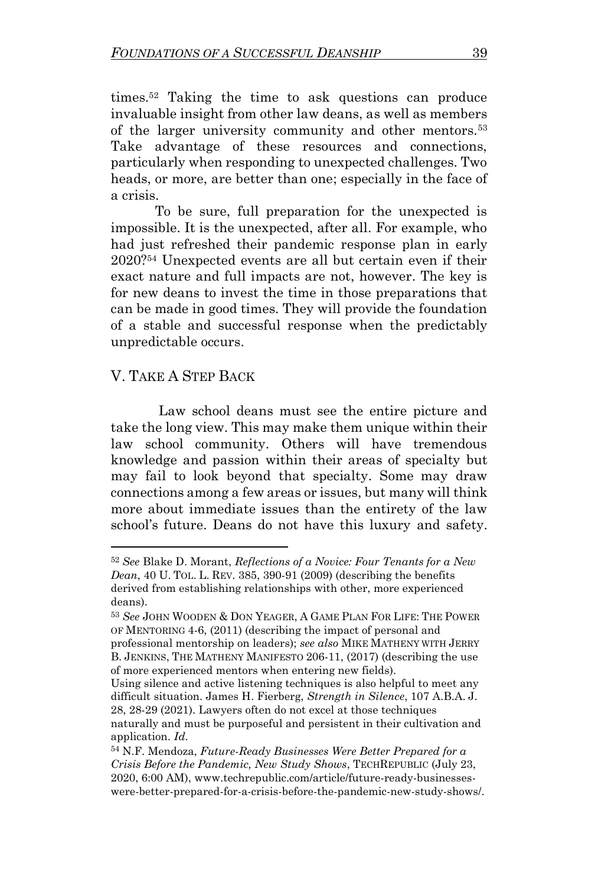times.[52] Taking the time to ask questions can produce invaluable insight from other law deans, as well as members of the larger university community and other mentors.[53] Take advantage of these resources and connections, particularly when responding to unexpected challenges. Two heads, or more, are better than one; especially in the face of a crisis.

To be sure, full preparation for the unexpected is impossible. It is the unexpected, after all. For example, who had just refreshed their pandemic response plan in early 2020?[54] Unexpected events are all but certain even if their exact nature and full impacts are not, however. The key is for new deans to invest the time in those preparations that can be made in good times. They will provide the foundation of a stable and successful response when the predictably unpredictable occurs.

## V. TAKE A STEP BACK

Law school deans must see the entire picture and take the long view. This may make them unique within their law school community. Others will have tremendous knowledge and passion within their areas of specialty but may fail to look beyond that specialty. Some may draw connections among a few areas or issues, but many will think more about immediate issues than the entirety of the law school's future. Deans do not have this luxury and safety.

---

[52] *See* Blake D. Morant, *Reflections of a Novice: Four Tenants for a New Dean*, 40 U. TOL. L. REV. 385, 390-91 (2009) (describing the benefits derived from establishing relationships with other, more experienced deans).

[53] *See* JOHN WOODEN & DON YEAGER, A GAME PLAN FOR LIFE: THE POWER OF MENTORING 4-6, (2011) (describing the impact of personal and professional mentorship on leaders); *see also* MIKE MATHENY WITH JERRY B. JENKINS, THE MATHENY MANIFESTO 206-11, (2017) (describing the use of more experienced mentors when entering new fields).
Using silence and active listening techniques is also helpful to meet any difficult situation. James H. Fierberg, *Strength in Silence*, 107 A.B.A. J. 28, 28-29 (2021). Lawyers often do not excel at those techniques naturally and must be purposeful and persistent in their cultivation and application. *Id*.

[54] N.F. Mendoza, *Future-Ready Businesses Were Better Prepared for a Crisis Before the Pandemic, New Study Shows*, TECHREPUBLIC (July 23, 2020, 6:00 AM), www.techrepublic.com/article/future-ready-businesses-were-better-prepared-for-a-crisis-before-the-pandemic-new-study-shows/.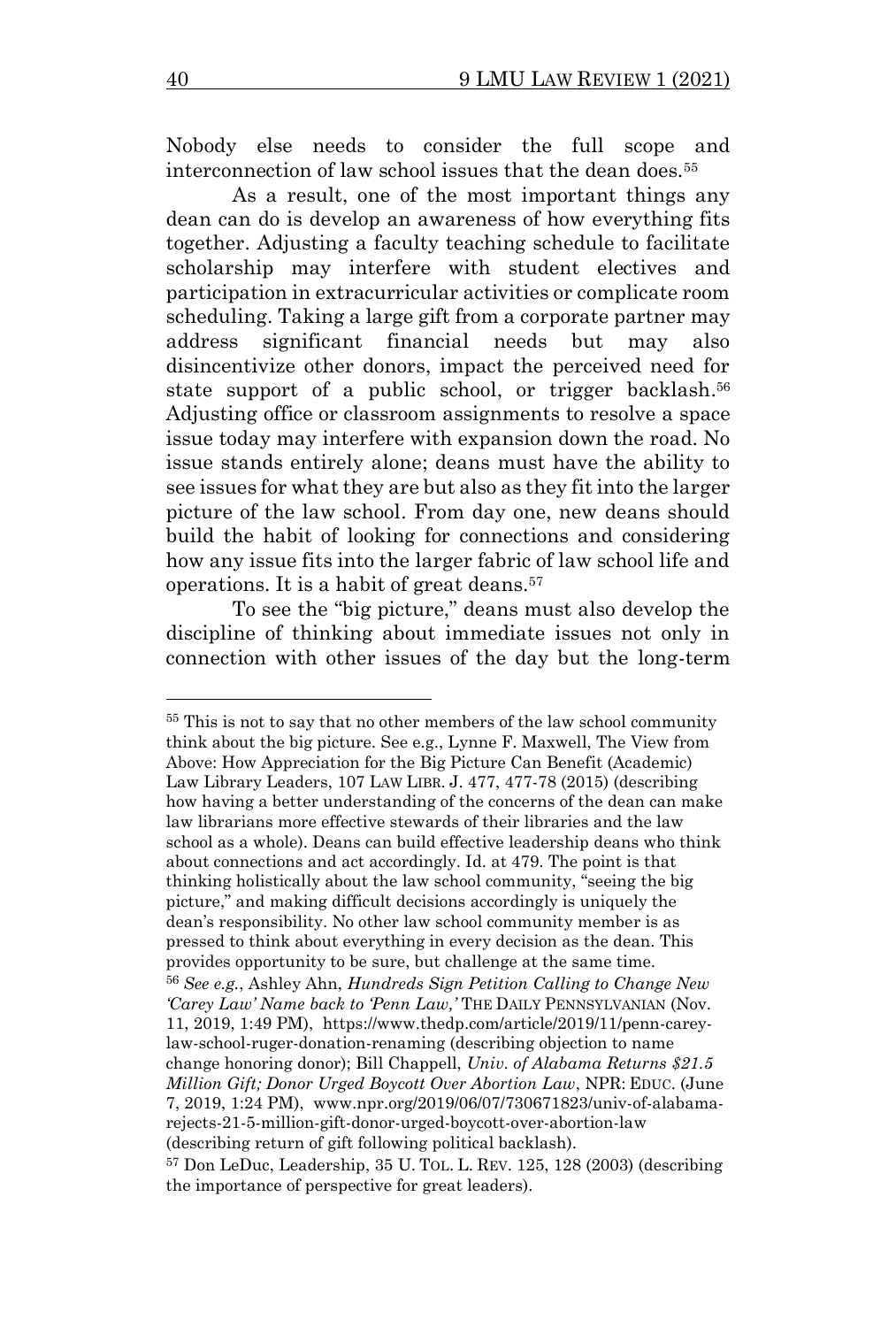Nobody else needs to consider the full scope and interconnection of law school issues that the dean does.[55]

As a result, one of the most important things any dean can do is develop an awareness of how everything fits together. Adjusting a faculty teaching schedule to facilitate scholarship may interfere with student electives and participation in extracurricular activities or complicate room scheduling. Taking a large gift from a corporate partner may address significant financial needs but may also disincentivize other donors, impact the perceived need for state support of a public school, or trigger backlash.[56] Adjusting office or classroom assignments to resolve a space issue today may interfere with expansion down the road. No issue stands entirely alone; deans must have the ability to see issues for what they are but also as they fit into the larger picture of the law school. From day one, new deans should build the habit of looking for connections and considering how any issue fits into the larger fabric of law school life and operations. It is a habit of great deans.[57]

To see the "big picture," deans must also develop the discipline of thinking about immediate issues not only in connection with other issues of the day but the long-term

---

[55] This is not to say that no other members of the law school community think about the big picture. See e.g., Lynne F. Maxwell, The View from Above: How Appreciation for the Big Picture Can Benefit (Academic) Law Library Leaders, 107 LAW LIBR. J. 477, 477-78 (2015) (describing how having a better understanding of the concerns of the dean can make law librarians more effective stewards of their libraries and the law school as a whole). Deans can build effective leadership deans who think about connections and act accordingly. Id. at 479. The point is that thinking holistically about the law school community, "seeing the big picture," and making difficult decisions accordingly is uniquely the dean's responsibility. No other law school community member is as pressed to think about everything in every decision as the dean. This provides opportunity to be sure, but challenge at the same time.

[56] *See e.g.*, Ashley Ahn, *Hundreds Sign Petition Calling to Change New 'Carey Law' Name back to 'Penn Law,'* THE DAILY PENNSYLVANIAN (Nov. 11, 2019, 1:49 PM), https://www.thedp.com/article/2019/11/penn-carey-law-school-ruger-donation-renaming (describing objection to name change honoring donor); Bill Chappell, *Univ. of Alabama Returns $21.5 Million Gift; Donor Urged Boycott Over Abortion Law*, NPR: EDUC. (June 7, 2019, 1:24 PM), www.npr.org/2019/06/07/730671823/univ-of-alabama-rejects-21-5-million-gift-donor-urged-boycott-over-abortion-law (describing return of gift following political backlash).

[57] Don LeDuc, Leadership, 35 U. TOL. L. REV. 125, 128 (2003) (describing the importance of perspective for great leaders).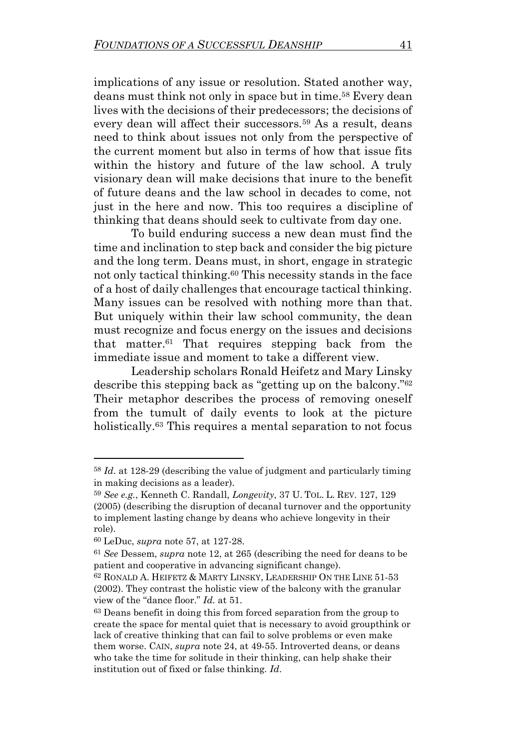implications of any issue or resolution. Stated another way, deans must think not only in space but in time.[58] Every dean lives with the decisions of their predecessors; the decisions of every dean will affect their successors.[59] As a result, deans need to think about issues not only from the perspective of the current moment but also in terms of how that issue fits within the history and future of the law school. A truly visionary dean will make decisions that inure to the benefit of future deans and the law school in decades to come, not just in the here and now. This too requires a discipline of thinking that deans should seek to cultivate from day one.

To build enduring success a new dean must find the time and inclination to step back and consider the big picture and the long term. Deans must, in short, engage in strategic not only tactical thinking.[60] This necessity stands in the face of a host of daily challenges that encourage tactical thinking. Many issues can be resolved with nothing more than that. But uniquely within their law school community, the dean must recognize and focus energy on the issues and decisions that matter.[61] That requires stepping back from the immediate issue and moment to take a different view.

Leadership scholars Ronald Heifetz and Mary Linsky describe this stepping back as "getting up on the balcony."[62] Their metaphor describes the process of removing oneself from the tumult of daily events to look at the picture holistically.[63] This requires a mental separation to not focus

---

[58] *Id*. at 128-29 (describing the value of judgment and particularly timing in making decisions as a leader).

[59] *See e.g.*, Kenneth C. Randall, *Longevity*, 37 U. TOL. L. REV. 127, 129 (2005) (describing the disruption of decanal turnover and the opportunity to implement lasting change by deans who achieve longevity in their role).

[60] LeDuc, *supra* note 57, at 127-28.

[61] *See* Dessem, *supra* note 12, at 265 (describing the need for deans to be patient and cooperative in advancing significant change).

[62] RONALD A. HEIFETZ & MARTY LINSKY, LEADERSHIP ON THE LINE 51-53 (2002). They contrast the holistic view of the balcony with the granular view of the "dance floor." *Id.* at 51.

[63] Deans benefit in doing this from forced separation from the group to create the space for mental quiet that is necessary to avoid groupthink or lack of creative thinking that can fail to solve problems or even make them worse. CAIN, *supra* note 24, at 49-55. Introverted deans, or deans who take the time for solitude in their thinking, can help shake their institution out of fixed or false thinking. *Id*.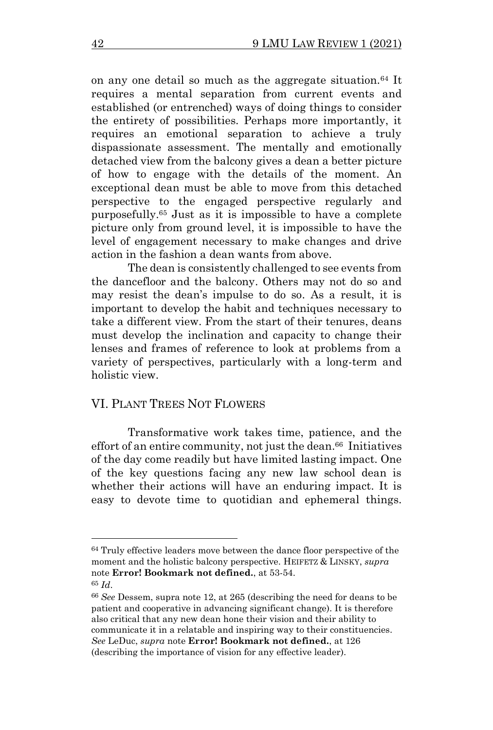on any one detail so much as the aggregate situation.[64] It requires a mental separation from current events and established (or entrenched) ways of doing things to consider the entirety of possibilities. Perhaps more importantly, it requires an emotional separation to achieve a truly dispassionate assessment. The mentally and emotionally detached view from the balcony gives a dean a better picture of how to engage with the details of the moment. An exceptional dean must be able to move from this detached perspective to the engaged perspective regularly and purposefully.[65] Just as it is impossible to have a complete picture only from ground level, it is impossible to have the level of engagement necessary to make changes and drive action in the fashion a dean wants from above.

The dean is consistently challenged to see events from the dancefloor and the balcony. Others may not do so and may resist the dean's impulse to do so. As a result, it is important to develop the habit and techniques necessary to take a different view. From the start of their tenures, deans must develop the inclination and capacity to change their lenses and frames of reference to look at problems from a variety of perspectives, particularly with a long-term and holistic view.

## VI. Plant Trees Not Flowers

Transformative work takes time, patience, and the effort of an entire community, not just the dean.[66] Initiatives of the day come readily but have limited lasting impact. One of the key questions facing any new law school dean is whether their actions will have an enduring impact. It is easy to devote time to quotidian and ephemeral things.

---

[64] Truly effective leaders move between the dance floor perspective of the moment and the holistic balcony perspective. HEIFETZ & LINSKY, *supra* note **Error! Bookmark not defined.**, at 53-54.

[65] *Id*.

[66] *See* Dessem, supra note 12, at 265 (describing the need for deans to be patient and cooperative in advancing significant change). It is therefore also critical that any new dean hone their vision and their ability to communicate it in a relatable and inspiring way to their constituencies. *See* LeDuc, *supra* note **Error! Bookmark not defined.**, at 126 (describing the importance of vision for any effective leader).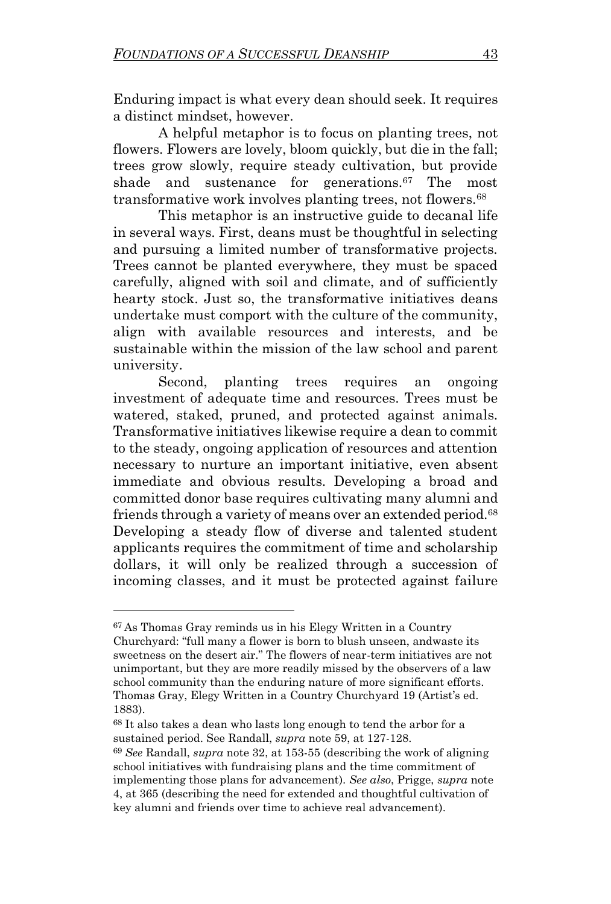Enduring impact is what every dean should seek. It requires a distinct mindset, however.

A helpful metaphor is to focus on planting trees, not flowers. Flowers are lovely, bloom quickly, but die in the fall; trees grow slowly, require steady cultivation, but provide shade and sustenance for generations.[67] The most transformative work involves planting trees, not flowers.[68]

This metaphor is an instructive guide to decanal life in several ways. First, deans must be thoughtful in selecting and pursuing a limited number of transformative projects. Trees cannot be planted everywhere, they must be spaced carefully, aligned with soil and climate, and of sufficiently hearty stock. Just so, the transformative initiatives deans undertake must comport with the culture of the community, align with available resources and interests, and be sustainable within the mission of the law school and parent university.

Second, planting trees requires an ongoing investment of adequate time and resources. Trees must be watered, staked, pruned, and protected against animals. Transformative initiatives likewise require a dean to commit to the steady, ongoing application of resources and attention necessary to nurture an important initiative, even absent immediate and obvious results. Developing a broad and committed donor base requires cultivating many alumni and friends through a variety of means over an extended period.[68] Developing a steady flow of diverse and talented student applicants requires the commitment of time and scholarship dollars, it will only be realized through a succession of incoming classes, and it must be protected against failure

---

[67] As Thomas Gray reminds us in his Elegy Written in a Country Churchyard: "full many a flower is born to blush unseen, andwaste its sweetness on the desert air." The flowers of near-term initiatives are not unimportant, but they are more readily missed by the observers of a law school community than the enduring nature of more significant efforts. Thomas Gray, Elegy Written in a Country Churchyard 19 (Artist's ed. 1883).

[68] It also takes a dean who lasts long enough to tend the arbor for a sustained period. See Randall, *supra* note 59, at 127-128.

[69] *See* Randall, *supra* note 32, at 153-55 (describing the work of aligning school initiatives with fundraising plans and the time commitment of implementing those plans for advancement). *See also*, Prigge, *supra* note 4, at 365 (describing the need for extended and thoughtful cultivation of key alumni and friends over time to achieve real advancement).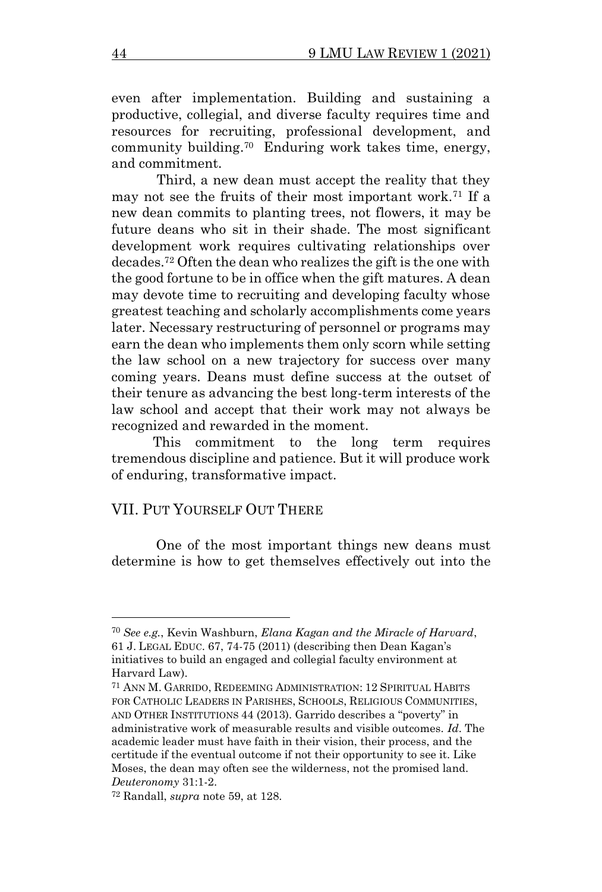even after implementation. Building and sustaining a productive, collegial, and diverse faculty requires time and resources for recruiting, professional development, and community building.[70] Enduring work takes time, energy, and commitment.

Third, a new dean must accept the reality that they may not see the fruits of their most important work.[71] If a new dean commits to planting trees, not flowers, it may be future deans who sit in their shade. The most significant development work requires cultivating relationships over decades.[72] Often the dean who realizes the gift is the one with the good fortune to be in office when the gift matures. A dean may devote time to recruiting and developing faculty whose greatest teaching and scholarly accomplishments come years later. Necessary restructuring of personnel or programs may earn the dean who implements them only scorn while setting the law school on a new trajectory for success over many coming years. Deans must define success at the outset of their tenure as advancing the best long-term interests of the law school and accept that their work may not always be recognized and rewarded in the moment.

This commitment to the long term requires tremendous discipline and patience. But it will produce work of enduring, transformative impact.

## VII. Put Yourself Out There

One of the most important things new deans must determine is how to get themselves effectively out into the

---

[70] *See e.g.*, Kevin Washburn, *Elana Kagan and the Miracle of Harvard*, 61 J. LEGAL EDUC. 67, 74-75 (2011) (describing then Dean Kagan's initiatives to build an engaged and collegial faculty environment at Harvard Law).

[71] ANN M. GARRIDO, REDEEMING ADMINISTRATION: 12 SPIRITUAL HABITS FOR CATHOLIC LEADERS IN PARISHES, SCHOOLS, RELIGIOUS COMMUNITIES, AND OTHER INSTITUTIONS 44 (2013). Garrido describes a "poverty" in administrative work of measurable results and visible outcomes. *Id*. The academic leader must have faith in their vision, their process, and the certitude if the eventual outcome if not their opportunity to see it. Like Moses, the dean may often see the wilderness, not the promised land. *Deuteronomy* 31:1-2.

[72] Randall, *supra* note 59, at 128.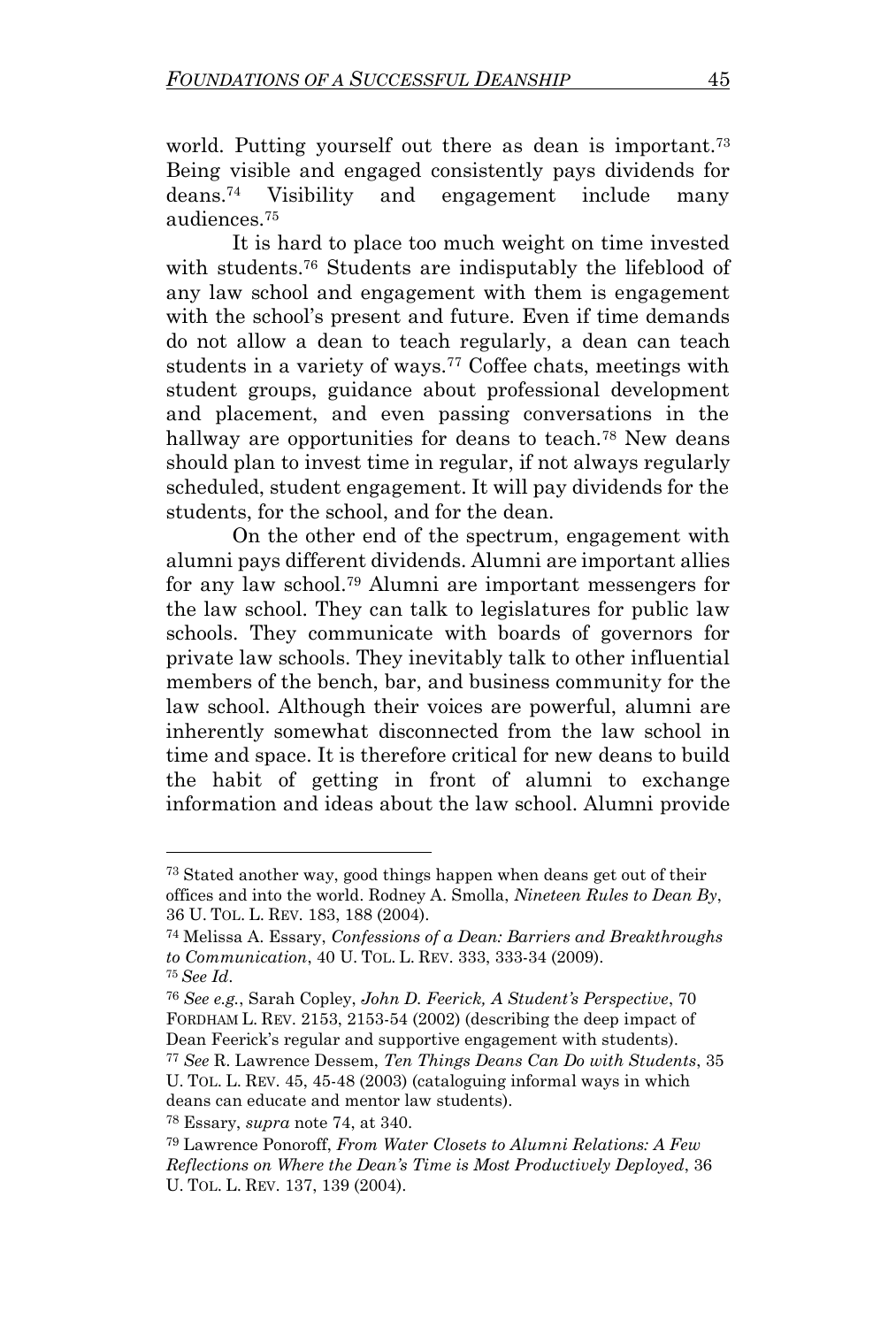world. Putting yourself out there as dean is important.[73] Being visible and engaged consistently pays dividends for deans.[74] Visibility and engagement include many audiences.[75]

It is hard to place too much weight on time invested with students.[76] Students are indisputably the lifeblood of any law school and engagement with them is engagement with the school's present and future. Even if time demands do not allow a dean to teach regularly, a dean can teach students in a variety of ways.[77] Coffee chats, meetings with student groups, guidance about professional development and placement, and even passing conversations in the hallway are opportunities for deans to teach.[78] New deans should plan to invest time in regular, if not always regularly scheduled, student engagement. It will pay dividends for the students, for the school, and for the dean.

On the other end of the spectrum, engagement with alumni pays different dividends. Alumni are important allies for any law school.[79] Alumni are important messengers for the law school. They can talk to legislatures for public law schools. They communicate with boards of governors for private law schools. They inevitably talk to other influential members of the bench, bar, and business community for the law school. Although their voices are powerful, alumni are inherently somewhat disconnected from the law school in time and space. It is therefore critical for new deans to build the habit of getting in front of alumni to exchange information and ideas about the law school. Alumni provide

---

[73] Stated another way, good things happen when deans get out of their offices and into the world. Rodney A. Smolla, *Nineteen Rules to Dean By*, 36 U. TOL. L. REV. 183, 188 (2004).

[74] Melissa A. Essary, *Confessions of a Dean: Barriers and Breakthroughs to Communication*, 40 U. TOL. L. REV. 333, 333-34 (2009).

[75] *See Id*.

[76] *See e.g.*, Sarah Copley, *John D. Feerick, A Student's Perspective*, 70 FORDHAM L. REV. 2153, 2153-54 (2002) (describing the deep impact of Dean Feerick's regular and supportive engagement with students).

[77] *See* R. Lawrence Dessem, *Ten Things Deans Can Do with Students*, 35 U. TOL. L. REV. 45, 45-48 (2003) (cataloguing informal ways in which deans can educate and mentor law students).

[78] Essary, *supra* note 74, at 340.

[79] Lawrence Ponoroff, *From Water Closets to Alumni Relations: A Few Reflections on Where the Dean's Time is Most Productively Deployed*, 36 U. TOL. L. REV. 137, 139 (2004).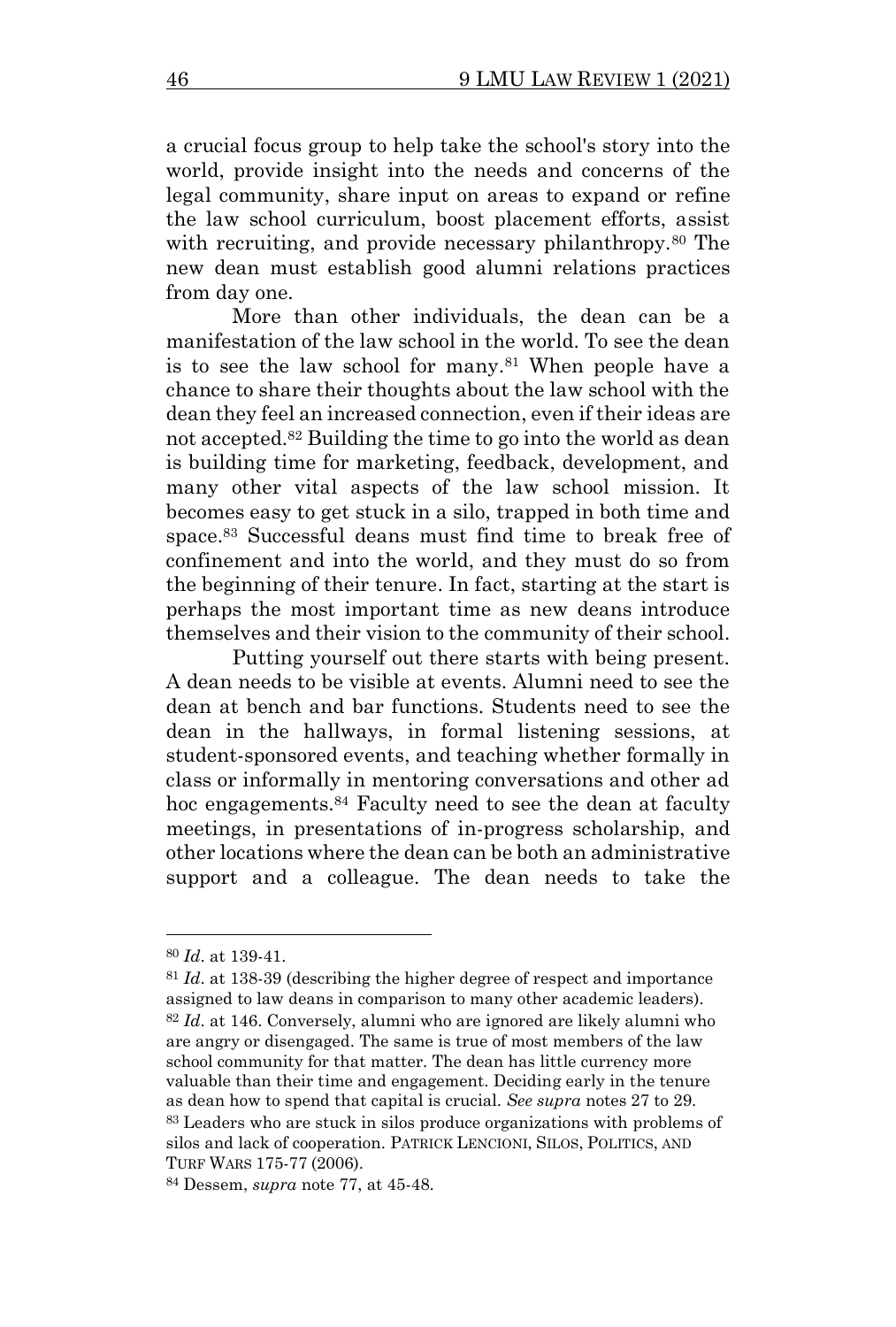a crucial focus group to help take the school's story into the world, provide insight into the needs and concerns of the legal community, share input on areas to expand or refine the law school curriculum, boost placement efforts, assist with recruiting, and provide necessary philanthropy.[80] The new dean must establish good alumni relations practices from day one.

More than other individuals, the dean can be a manifestation of the law school in the world. To see the dean is to see the law school for many.[81] When people have a chance to share their thoughts about the law school with the dean they feel an increased connection, even if their ideas are not accepted.[82] Building the time to go into the world as dean is building time for marketing, feedback, development, and many other vital aspects of the law school mission. It becomes easy to get stuck in a silo, trapped in both time and space.[83] Successful deans must find time to break free of confinement and into the world, and they must do so from the beginning of their tenure. In fact, starting at the start is perhaps the most important time as new deans introduce themselves and their vision to the community of their school.

Putting yourself out there starts with being present. A dean needs to be visible at events. Alumni need to see the dean at bench and bar functions. Students need to see the dean in the hallways, in formal listening sessions, at student-sponsored events, and teaching whether formally in class or informally in mentoring conversations and other ad hoc engagements.[84] Faculty need to see the dean at faculty meetings, in presentations of in-progress scholarship, and other locations where the dean can be both an administrative support and a colleague. The dean needs to take the

---

[80] *Id*. at 139-41.

[81] *Id*. at 138-39 (describing the higher degree of respect and importance assigned to law deans in comparison to many other academic leaders).

[82] *Id*. at 146. Conversely, alumni who are ignored are likely alumni who are angry or disengaged. The same is true of most members of the law school community for that matter. The dean has little currency more valuable than their time and engagement. Deciding early in the tenure as dean how to spend that capital is crucial. *See supra* notes 27 to 29.

[83] Leaders who are stuck in silos produce organizations with problems of silos and lack of cooperation. PATRICK LENCIONI, SILOS, POLITICS, AND TURF WARS 175-77 (2006).

[84] Dessem, *supra* note 77, at 45-48.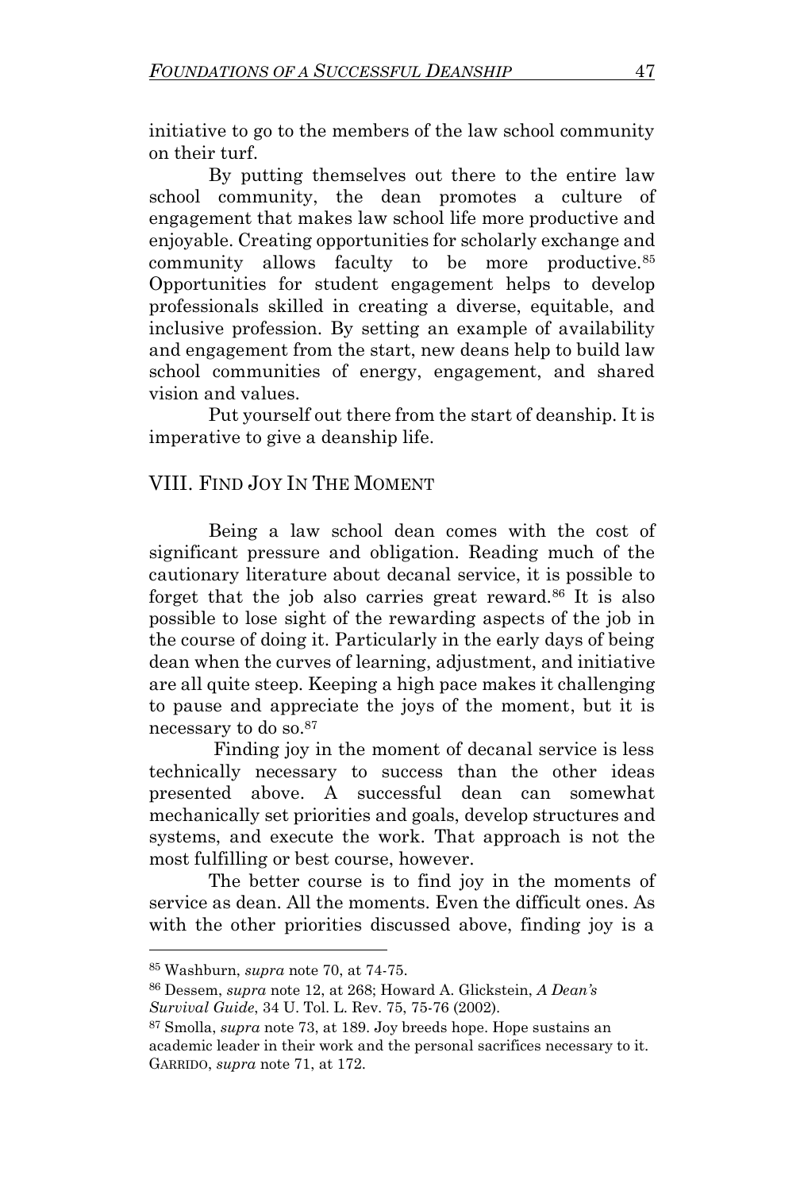initiative to go to the members of the law school community on their turf.

By putting themselves out there to the entire law school community, the dean promotes a culture of engagement that makes law school life more productive and enjoyable. Creating opportunities for scholarly exchange and community allows faculty to be more productive.[85] Opportunities for student engagement helps to develop professionals skilled in creating a diverse, equitable, and inclusive profession. By setting an example of availability and engagement from the start, new deans help to build law school communities of energy, engagement, and shared vision and values.

Put yourself out there from the start of deanship. It is imperative to give a deanship life.

## VIII. Find Joy In The Moment

Being a law school dean comes with the cost of significant pressure and obligation. Reading much of the cautionary literature about decanal service, it is possible to forget that the job also carries great reward.[86] It is also possible to lose sight of the rewarding aspects of the job in the course of doing it. Particularly in the early days of being dean when the curves of learning, adjustment, and initiative are all quite steep. Keeping a high pace makes it challenging to pause and appreciate the joys of the moment, but it is necessary to do so.[87]

Finding joy in the moment of decanal service is less technically necessary to success than the other ideas presented above. A successful dean can somewhat mechanically set priorities and goals, develop structures and systems, and execute the work. That approach is not the most fulfilling or best course, however.

The better course is to find joy in the moments of service as dean. All the moments. Even the difficult ones. As with the other priorities discussed above, finding joy is a

---

[85] Washburn, *supra* note 70, at 74-75.

[86] Dessem, *supra* note 12, at 268; Howard A. Glickstein, *A Dean's Survival Guide*, 34 U. Tol. L. Rev. 75, 75-76 (2002).

[87] Smolla, *supra* note 73, at 189. Joy breeds hope. Hope sustains an academic leader in their work and the personal sacrifices necessary to it. Garrido, *supra* note 71, at 172.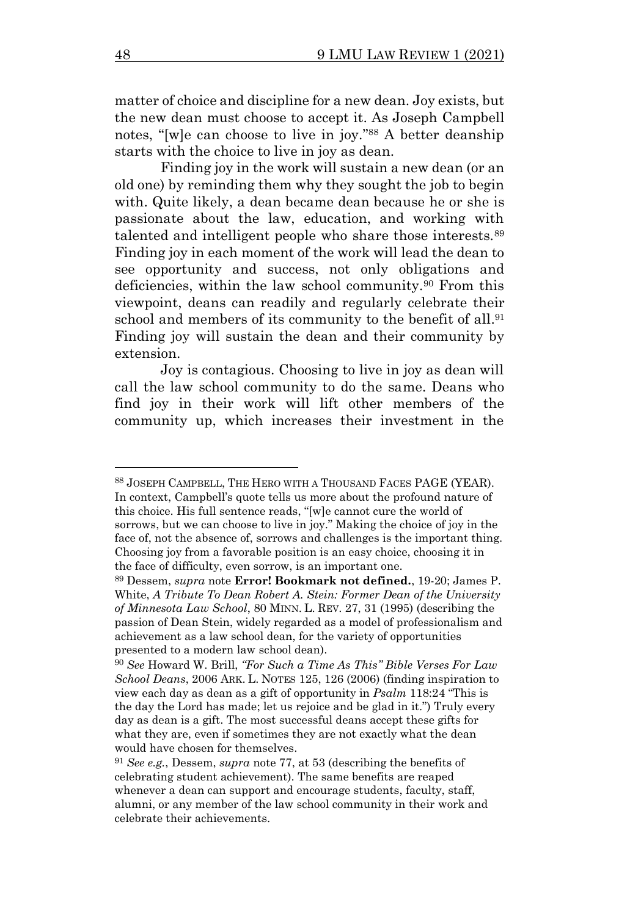matter of choice and discipline for a new dean. Joy exists, but the new dean must choose to accept it. As Joseph Campbell notes, "[w]e can choose to live in joy."[88] A better deanship starts with the choice to live in joy as dean.

Finding joy in the work will sustain a new dean (or an old one) by reminding them why they sought the job to begin with. Quite likely, a dean became dean because he or she is passionate about the law, education, and working with talented and intelligent people who share those interests.[89] Finding joy in each moment of the work will lead the dean to see opportunity and success, not only obligations and deficiencies, within the law school community.[90] From this viewpoint, deans can readily and regularly celebrate their school and members of its community to the benefit of all.[91] Finding joy will sustain the dean and their community by extension.

Joy is contagious. Choosing to live in joy as dean will call the law school community to do the same. Deans who find joy in their work will lift other members of the community up, which increases their investment in the

---

[88] JOSEPH CAMPBELL, THE HERO WITH A THOUSAND FACES PAGE (YEAR). In context, Campbell's quote tells us more about the profound nature of this choice. His full sentence reads, "[w]e cannot cure the world of sorrows, but we can choose to live in joy." Making the choice of joy in the face of, not the absence of, sorrows and challenges is the important thing. Choosing joy from a favorable position is an easy choice, choosing it in the face of difficulty, even sorrow, is an important one.

[89] Dessem, *supra* note **Error! Bookmark not defined.**, 19-20; James P. White, *A Tribute To Dean Robert A. Stein: Former Dean of the University of Minnesota Law School*, 80 MINN. L. REV. 27, 31 (1995) (describing the passion of Dean Stein, widely regarded as a model of professionalism and achievement as a law school dean, for the variety of opportunities presented to a modern law school dean).

[90] *See* Howard W. Brill, *"For Such a Time As This" Bible Verses For Law School Deans*, 2006 ARK. L. NOTES 125, 126 (2006) (finding inspiration to view each day as dean as a gift of opportunity in *Psalm* 118:24 "This is the day the Lord has made; let us rejoice and be glad in it.") Truly every day as dean is a gift. The most successful deans accept these gifts for what they are, even if sometimes they are not exactly what the dean would have chosen for themselves.

[91] *See e.g.*, Dessem, *supra* note 77, at 53 (describing the benefits of celebrating student achievement). The same benefits are reaped whenever a dean can support and encourage students, faculty, staff, alumni, or any member of the law school community in their work and celebrate their achievements.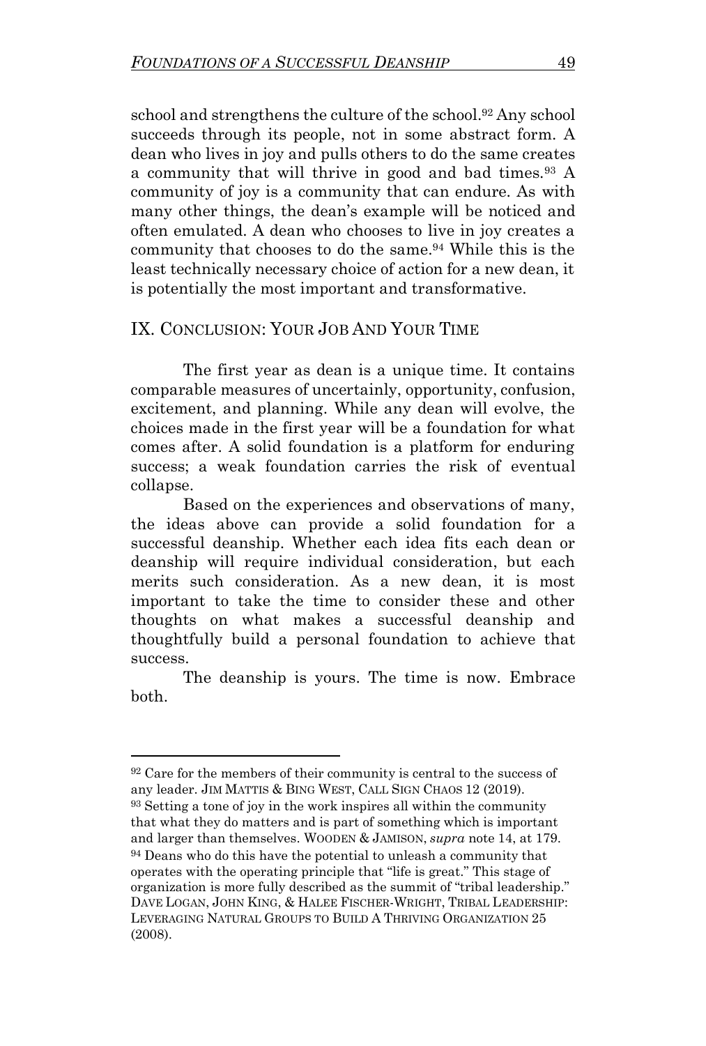school and strengthens the culture of the school.[92] Any school succeeds through its people, not in some abstract form. A dean who lives in joy and pulls others to do the same creates a community that will thrive in good and bad times.[93] A community of joy is a community that can endure. As with many other things, the dean's example will be noticed and often emulated. A dean who chooses to live in joy creates a community that chooses to do the same.[94] While this is the least technically necessary choice of action for a new dean, it is potentially the most important and transformative.

## IX. CONCLUSION: YOUR JOB AND YOUR TIME

The first year as dean is a unique time. It contains comparable measures of uncertainly, opportunity, confusion, excitement, and planning. While any dean will evolve, the choices made in the first year will be a foundation for what comes after. A solid foundation is a platform for enduring success; a weak foundation carries the risk of eventual collapse.

Based on the experiences and observations of many, the ideas above can provide a solid foundation for a successful deanship. Whether each idea fits each dean or deanship will require individual consideration, but each merits such consideration. As a new dean, it is most important to take the time to consider these and other thoughts on what makes a successful deanship and thoughtfully build a personal foundation to achieve that success.

The deanship is yours. The time is now. Embrace both.

---

[92] Care for the members of their community is central to the success of any leader. JIM MATTIS & BING WEST, CALL SIGN CHAOS 12 (2019).

[93] Setting a tone of joy in the work inspires all within the community that what they do matters and is part of something which is important and larger than themselves. WOODEN & JAMISON, *supra* note 14, at 179.

[94] Deans who do this have the potential to unleash a community that operates with the operating principle that "life is great." This stage of organization is more fully described as the summit of "tribal leadership." DAVE LOGAN, JOHN KING, & HALEE FISCHER-WRIGHT, TRIBAL LEADERSHIP: LEVERAGING NATURAL GROUPS TO BUILD A THRIVING ORGANIZATION 25 (2008).